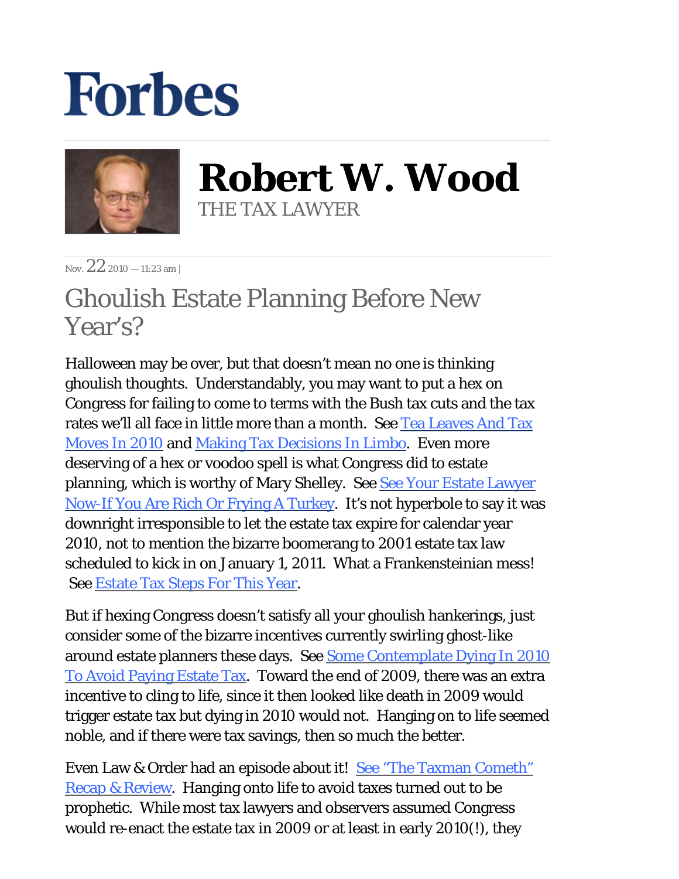# Forbes

## Robert W. Wood

THE TAX LAWYER

Nov. 22 2010 — 11:23 am |

# Ghoulish Estate Planning Before New Year's?

Halloween may be over, but that doesn't mean no one is thinking ghoulish thoughts. Understandably, you may want to put a hex on Congress for failing to come to terms with the Bush tax cuts and the tax rates we'll all face in little more than a month. See Tea Leaves And Tax Moves In 2010 and Making Tax Decisions In Limbo. Even more deserving of a hex or voodoo spell is what Congress did to estate planning, which is worthy of Mary Shelley. See See Your Estate Lawyer Now-If You Are Rich Or Frying A Turkey. It's not hyperbole to say it was downright irresponsible to let the estate tax expire for calendar year 2010, not to mention the bizarre boomerang to 2001 estate tax law scheduled to kick in on January 1, 2011. What a Frankensteinian mess! See Estate Tax Steps For This Year.

But if hexing Congress doesn't satisfy all your ghoulish hankerings, just consider some of the bizarre incentives currently swirling ghost-like around estate planners these days. See Some Contemplate Dying In 2010 To Avoid Paying Estate Tax. Toward the end of 2009, there was an extra incentive to cling to life, since it then looked like death in 2009 would trigger estate tax but dying in 2010 would not. Hanging on to life seemed noble, and if there were tax savings, then so much the better.

Even Law & Order had an episode about it! See "The Taxman Cometh" Recap & Review. Hanging onto life to avoid taxes turned out to be prophetic. While most tax lawyers and observers assumed Congress would re-enact the estate tax in 2009 or at least in early 2010(!), they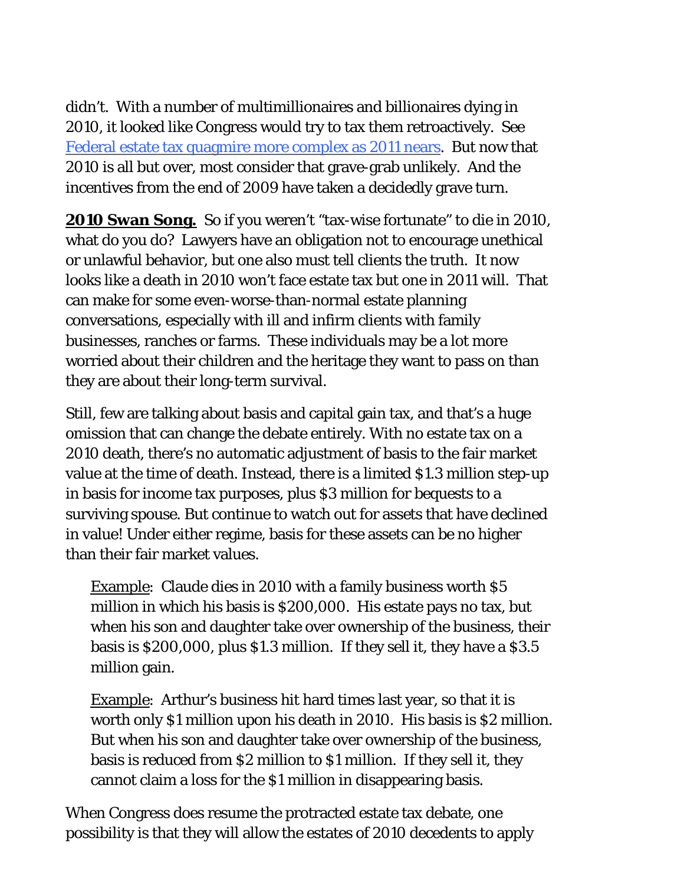didn't. With a number of multimillionaires and billionaires dying in 2010, it looked like Congress would try to tax them retroactively. See [Federal estate tax quagmire more complex as 2011 nears](). But now that 2010 is all but over, most consider that grave-grab unlikely. And the incentives from the end of 2009 have taken a decidedly grave turn.

**2010 Swan Song.** So if you weren't "tax-wise fortunate" to die in 2010, what do you do? Lawyers have an obligation not to encourage unethical or unlawful behavior, but one also must tell clients the truth. It now looks like a death in 2010 won't face estate tax but one in 2011 will. That can make for some even-worse-than-normal estate planning conversations, especially with ill and infirm clients with family businesses, ranches or farms. These individuals may be a lot more worried about their children and the heritage they want to pass on than they are about their long-term survival.

Still, few are talking about basis and capital gain tax, and that's a huge omission that can change the debate entirely. With no estate tax on a 2010 death, there's no automatic adjustment of basis to the fair market value at the time of death. Instead, there is a limited $1.3 million step-up in basis for income tax purposes, plus $3 million for bequests to a surviving spouse. But continue to watch out for assets that have declined in value! Under either regime, basis for these assets can be no higher than their fair market values.

> Example: Claude dies in 2010 with a family business worth $5 million in which his basis is $200,000. His estate pays no tax, but when his son and daughter take over ownership of the business, their basis is $200,000, plus $1.3 million. If they sell it, they have a $3.5 million gain.

> Example: Arthur's business hit hard times last year, so that it is worth only $1 million upon his death in 2010. His basis is $2 million. But when his son and daughter take over ownership of the business, basis is reduced from $2 million to $1 million. If they sell it, they cannot claim a loss for the $1 million in disappearing basis.

When Congress does resume the protracted estate tax debate, one possibility is that they will allow the estates of 2010 decedents to apply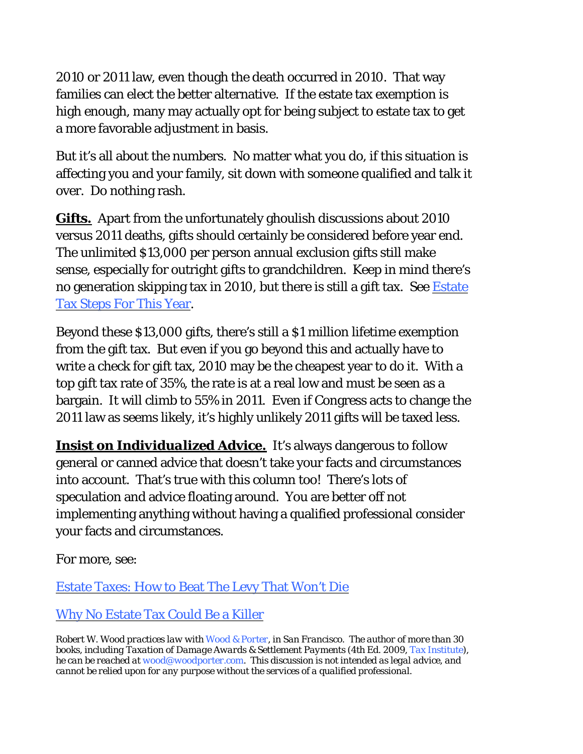2010 or 2011 law, even though the death occurred in 2010. That way families can elect the better alternative. If the estate tax exemption is high enough, many may actually opt for being subject to estate tax to get a more favorable adjustment in basis.

But it's all about the numbers. No matter what you do, if this situation is affecting you and your family, sit down with someone qualified and talk it over. Do nothing rash.

**Gifts.** Apart from the unfortunately ghoulish discussions about 2010 versus 2011 deaths, gifts should certainly be considered before year end. The unlimited $13,000 per person annual exclusion gifts still make sense, especially for outright gifts to grandchildren. Keep in mind there's no generation skipping tax in 2010, but there is still a gift tax. See [Estate Tax Steps For This Year](#).

Beyond these $13,000 gifts, there's still a $1 million lifetime exemption from the gift tax. But even if you go beyond this and actually have to write a check for gift tax, 2010 may be the cheapest year to do it. With a top gift tax rate of 35%, the rate is at a real low and must be seen as a bargain. It will climb to 55% in 2011. Even if Congress acts to change the 2011 law as seems likely, it's highly unlikely 2011 gifts will be taxed less.

**Insist on Individualized Advice.** It's always dangerous to follow general or canned advice that doesn't take your facts and circumstances into account. That's true with this column too! There's lots of speculation and advice floating around. You are better off not implementing anything without having a qualified professional consider your facts and circumstances.

For more, see:

[Estate Taxes: How to Beat The Levy That Won't Die](#)

[Why No Estate Tax Could Be a Killer](#)

*Robert W. Wood practices law with Wood & Porter, in San Francisco. The author of more than 30 books, including Taxation of Damage Awards & Settlement Payments (4th Ed. 2009, Tax Institute), he can be reached at wood@woodporter.com. This discussion is not intended as legal advice, and cannot be relied upon for any purpose without the services of a qualified professional.*